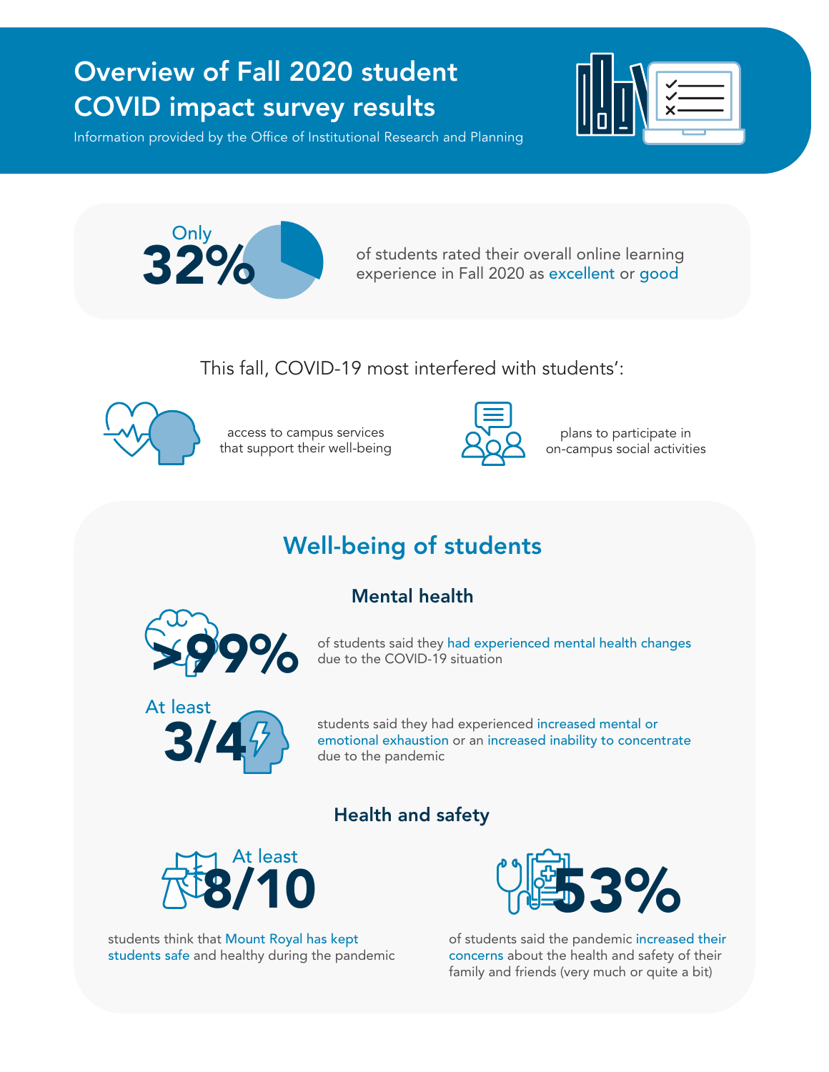# Overview of Fall 2020 student COVID impact survey results

Information provided by the Office of Institutional Research and Planning

**Only 32%** of students rated their overall online learning experience in Fall 2020 as excellent or good

This fall, COVID-19 most interfered with students':

- access to campus services that support their well-being
- plans to participate in on-campus social activities

## Well-being of students

### Mental health

**>99%** of students said they had experienced mental health changes due to the COVID-19 situation

**At least 3/4** students said they had experienced increased mental or emotional exhaustion or an increased inability to concentrate due to the pandemic

### Health and safety

**At least 8/10** students think that Mount Royal has kept students safe and healthy during the pandemic

**53%** of students said the pandemic increased their concerns about the health and safety of their family and friends (very much or quite a bit)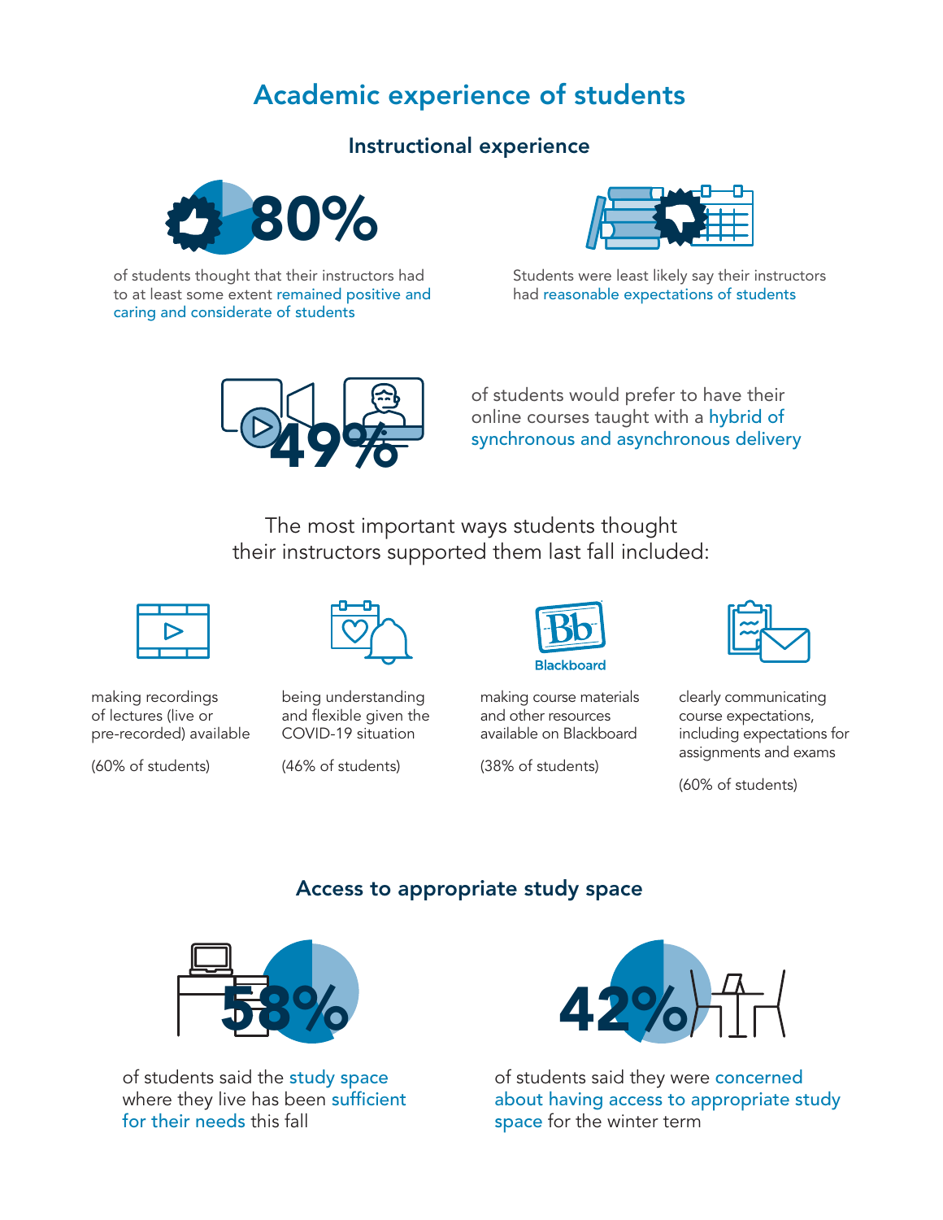# Academic experience of students

## Instructional experience

**80%**

of students thought that their instructors had to at least some extent remained positive and caring and considerate of students

Students were least likely say their instructors had reasonable expectations of students

**49%**

of students would prefer to have their online courses taught with a hybrid of synchronous and asynchronous delivery

The most important ways students thought their instructors supported them last fall included:

- making recordings of lectures (live or pre-recorded) available

  (60% of students)

- being understanding and flexible given the COVID-19 situation

  (46% of students)

- making course materials and other resources available on Blackboard

  (38% of students)

- clearly communicating course expectations, including expectations for assignments and exams

  (60% of students)

## Access to appropriate study space

**58%**

of students said the study space where they live has been sufficient for their needs this fall

**42%**

of students said they were concerned about having access to appropriate study space for the winter term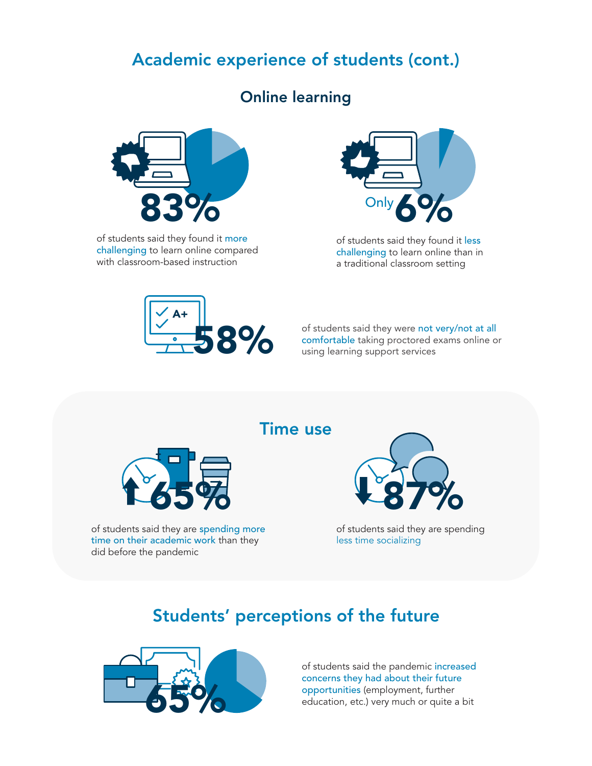# Academic experience of students (cont.)

## Online learning

**83%**

of students said they found it more challenging to learn online compared with classroom-based instruction

Only **6%**

of students said they found it less challenging to learn online than in a traditional classroom setting

**58%**

of students said they were not very/not at all comfortable taking proctored exams online or using learning support services

## Time use

**65%**

of students said they are spending more time on their academic work than they did before the pandemic

**87%**

of students said they are spending less time socializing

## Students' perceptions of the future

**65%**

of students said the pandemic increased concerns they had about their future opportunities (employment, further education, etc.) very much or quite a bit